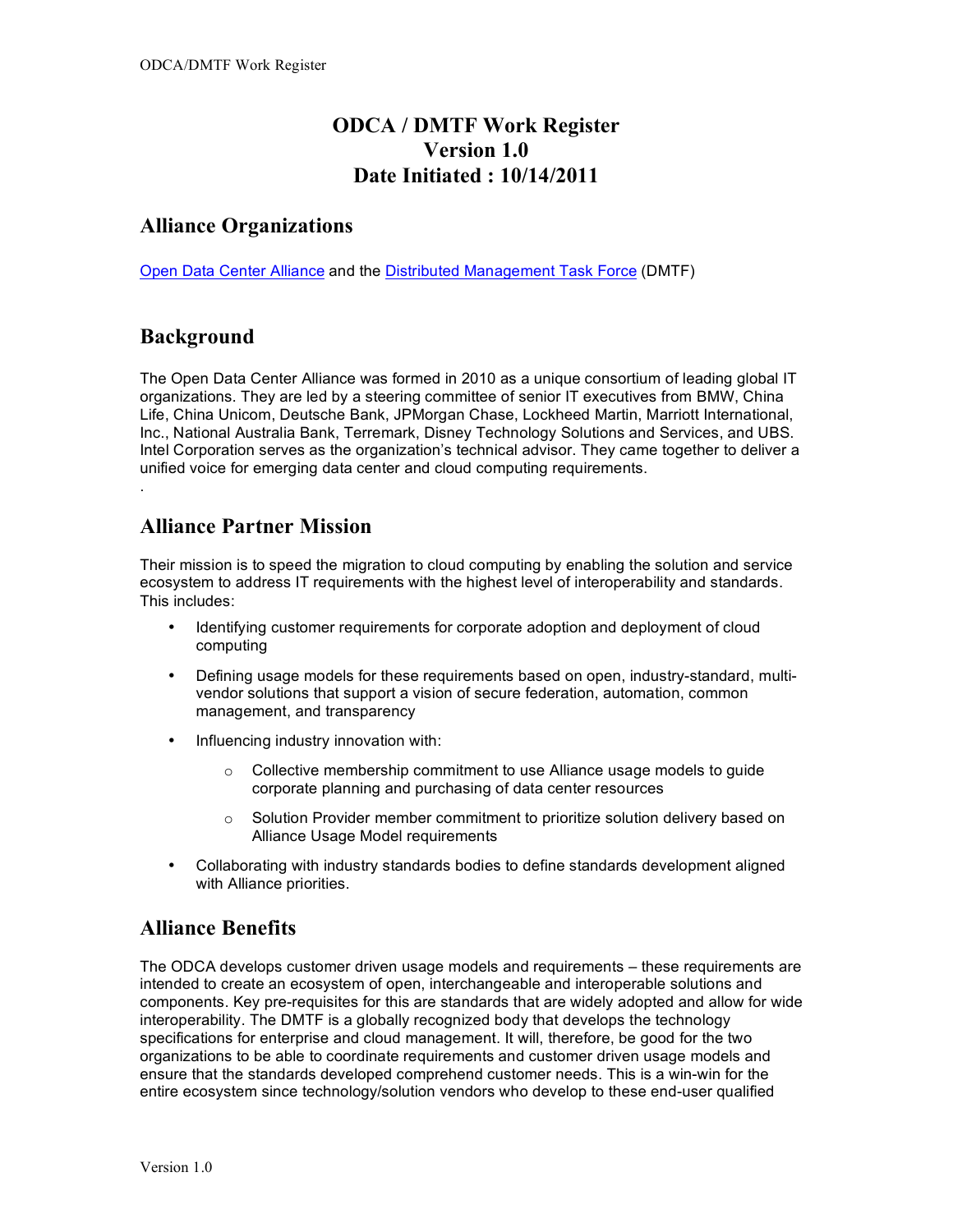# ODCA / DMTF Work Register
# Version 1.0
# Date Initiated : 10/14/2011

## Alliance Organizations

[Open Data Center Alliance] and the [Distributed Management Task Force] (DMTF)

## Background

The Open Data Center Alliance was formed in 2010 as a unique consortium of leading global IT organizations. They are led by a steering committee of senior IT executives from BMW, China Life, China Unicom, Deutsche Bank, JPMorgan Chase, Lockheed Martin, Marriott International, Inc., National Australia Bank, Terremark, Disney Technology Solutions and Services, and UBS. Intel Corporation serves as the organization's technical advisor. They came together to deliver a unified voice for emerging data center and cloud computing requirements.

.

## Alliance Partner Mission

Their mission is to speed the migration to cloud computing by enabling the solution and service ecosystem to address IT requirements with the highest level of interoperability and standards. This includes:

- Identifying customer requirements for corporate adoption and deployment of cloud computing
- Defining usage models for these requirements based on open, industry-standard, multi-vendor solutions that support a vision of secure federation, automation, common management, and transparency
- Influencing industry innovation with:
  - Collective membership commitment to use Alliance usage models to guide corporate planning and purchasing of data center resources
  - Solution Provider member commitment to prioritize solution delivery based on Alliance Usage Model requirements
- Collaborating with industry standards bodies to define standards development aligned with Alliance priorities.

## Alliance Benefits

The ODCA develops customer driven usage models and requirements – these requirements are intended to create an ecosystem of open, interchangeable and interoperable solutions and components. Key pre-requisites for this are standards that are widely adopted and allow for wide interoperability. The DMTF is a globally recognized body that develops the technology specifications for enterprise and cloud management. It will, therefore, be good for the two organizations to be able to coordinate requirements and customer driven usage models and ensure that the standards developed comprehend customer needs. This is a win-win for the entire ecosystem since technology/solution vendors who develop to these end-user qualified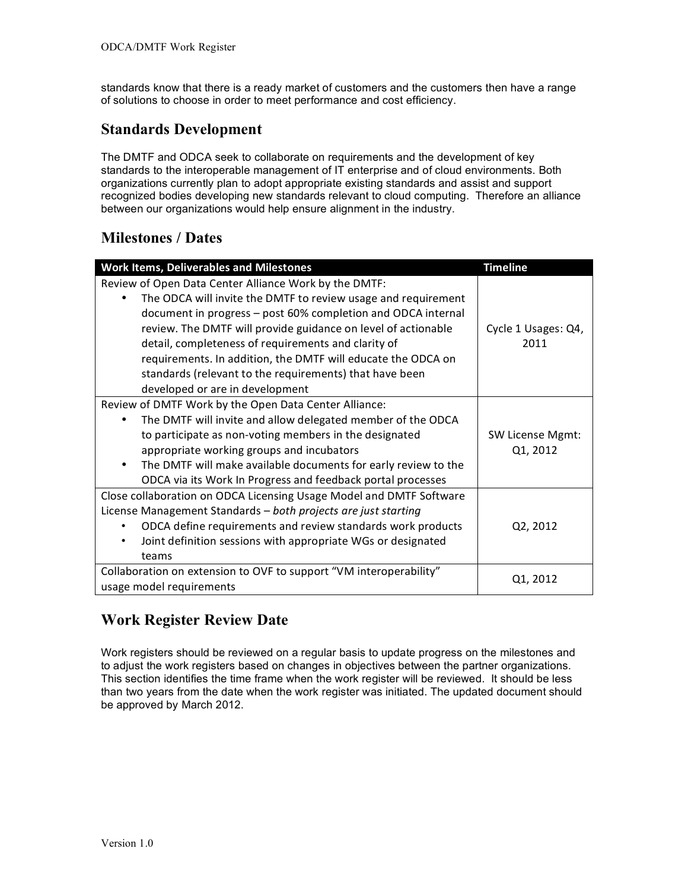standards know that there is a ready market of customers and the customers then have a range of solutions to choose in order to meet performance and cost efficiency.

## Standards Development

The DMTF and ODCA seek to collaborate on requirements and the development of key standards to the interoperable management of IT enterprise and of cloud environments. Both organizations currently plan to adopt appropriate existing standards and assist and support recognized bodies developing new standards relevant to cloud computing. Therefore an alliance between our organizations would help ensure alignment in the industry.

## Milestones / Dates

| Work Items, Deliverables and Milestones | Timeline |
|---|---|
| Review of Open Data Center Alliance Work by the DMTF:<br>• The ODCA will invite the DMTF to review usage and requirement document in progress – post 60% completion and ODCA internal review. The DMTF will provide guidance on level of actionable detail, completeness of requirements and clarity of requirements. In addition, the DMTF will educate the ODCA on standards (relevant to the requirements) that have been developed or are in development | Cycle 1 Usages: Q4, 2011 |
| Review of DMTF Work by the Open Data Center Alliance:<br>• The DMTF will invite and allow delegated member of the ODCA to participate as non-voting members in the designated appropriate working groups and incubators<br>• The DMTF will make available documents for early review to the ODCA via its Work In Progress and feedback portal processes | SW License Mgmt: Q1, 2012 |
| Close collaboration on ODCA Licensing Usage Model and DMTF Software License Management Standards – *both projects are just starting*<br>• ODCA define requirements and review standards work products<br>• Joint definition sessions with appropriate WGs or designated teams | Q2, 2012 |
| Collaboration on extension to OVF to support "VM interoperability" usage model requirements | Q1, 2012 |

## Work Register Review Date

Work registers should be reviewed on a regular basis to update progress on the milestones and to adjust the work registers based on changes in objectives between the partner organizations. This section identifies the time frame when the work register will be reviewed. It should be less than two years from the date when the work register was initiated. The updated document should be approved by March 2012.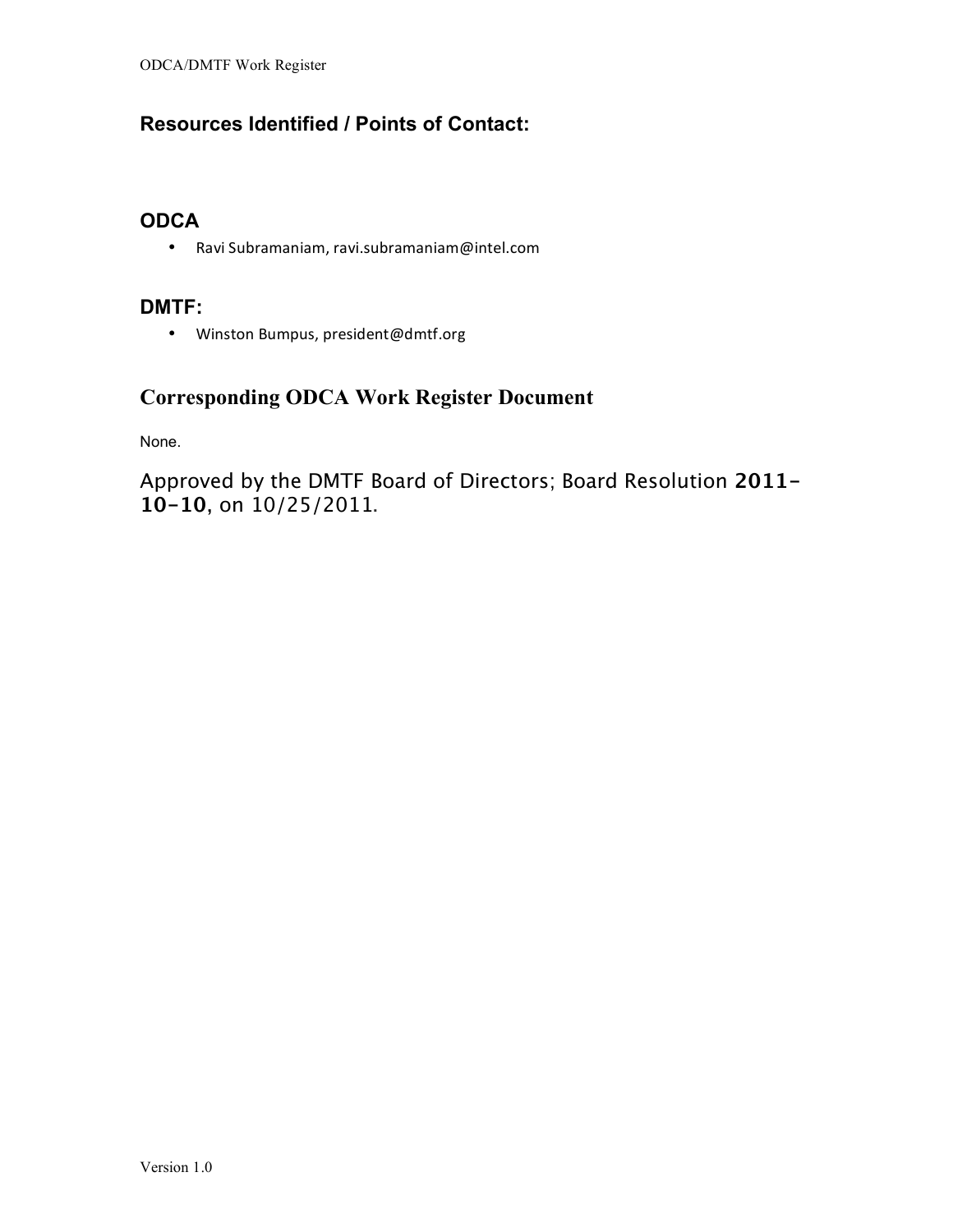### Resources Identified / Points of Contact:

### ODCA

- Ravi Subramaniam, ravi.subramaniam@intel.com

### DMTF:

- Winston Bumpus, president@dmtf.org

## Corresponding ODCA Work Register Document

None.

Approved by the DMTF Board of Directors; Board Resolution **2011-10-10**, on 10/25/2011.